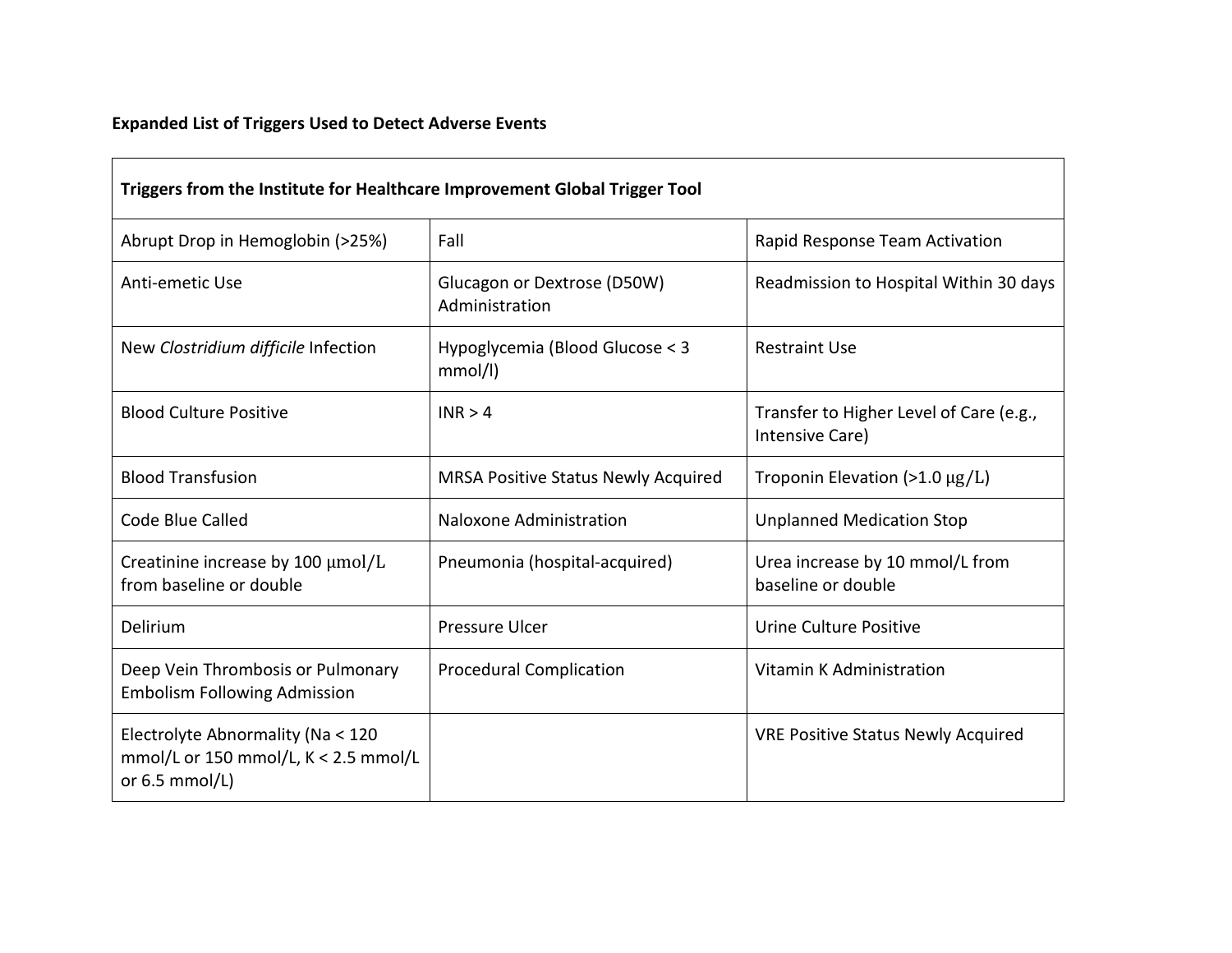**Expanded List of Triggers Used to Detect Adverse Events**

| Triggers from the Institute for Healthcare Improvement Global Trigger Tool | | |
|---|---|---|
| Abrupt Drop in Hemoglobin (>25%) | Fall | Rapid Response Team Activation |
| Anti-emetic Use | Glucagon or Dextrose (D50W) Administration | Readmission to Hospital Within 30 days |
| New *Clostridium difficile* Infection | Hypoglycemia (Blood Glucose < 3 mmol/l) | Restraint Use |
| Blood Culture Positive | INR > 4 | Transfer to Higher Level of Care (e.g., Intensive Care) |
| Blood Transfusion | MRSA Positive Status Newly Acquired | Troponin Elevation (>1.0 μg/L) |
| Code Blue Called | Naloxone Administration | Unplanned Medication Stop |
| Creatinine increase by 100 μmol/L from baseline or double | Pneumonia (hospital-acquired) | Urea increase by 10 mmol/L from baseline or double |
| Delirium | Pressure Ulcer | Urine Culture Positive |
| Deep Vein Thrombosis or Pulmonary Embolism Following Admission | Procedural Complication | Vitamin K Administration |
| Electrolyte Abnormality (Na < 120 mmol/L or 150 mmol/L, K < 2.5 mmol/L or 6.5 mmol/L) | | VRE Positive Status Newly Acquired |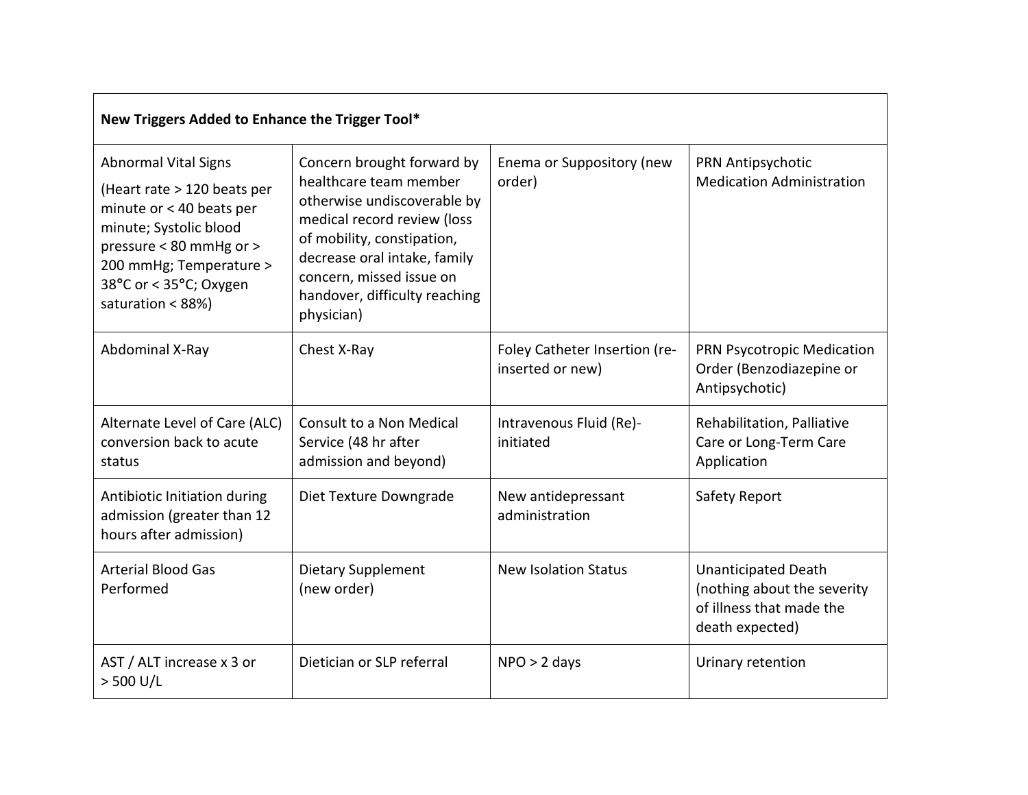| **New Triggers Added to Enhance the Trigger Tool*** | | | |
|---|---|---|---|
| Abnormal Vital Signs (Heart rate > 120 beats per minute or < 40 beats per minute; Systolic blood pressure < 80 mmHg or > 200 mmHg; Temperature > 38°C or < 35°C; Oxygen saturation < 88%) | Concern brought forward by healthcare team member otherwise undiscoverable by medical record review (loss of mobility, constipation, decrease oral intake, family concern, missed issue on handover, difficulty reaching physician) | Enema or Suppository (new order) | PRN Antipsychotic Medication Administration |
| Abdominal X-Ray | Chest X-Ray | Foley Catheter Insertion (re-inserted or new) | PRN Psycotropic Medication Order (Benzodiazepine or Antipsychotic) |
| Alternate Level of Care (ALC) conversion back to acute status | Consult to a Non Medical Service (48 hr after admission and beyond) | Intravenous Fluid (Re)-initiated | Rehabilitation, Palliative Care or Long-Term Care Application |
| Antibiotic Initiation during admission (greater than 12 hours after admission) | Diet Texture Downgrade | New antidepressant administration | Safety Report |
| Arterial Blood Gas Performed | Dietary Supplement (new order) | New Isolation Status | Unanticipated Death (nothing about the severity of illness that made the death expected) |
| AST / ALT increase x 3 or > 500 U/L | Dietician or SLP referral | NPO > 2 days | Urinary retention |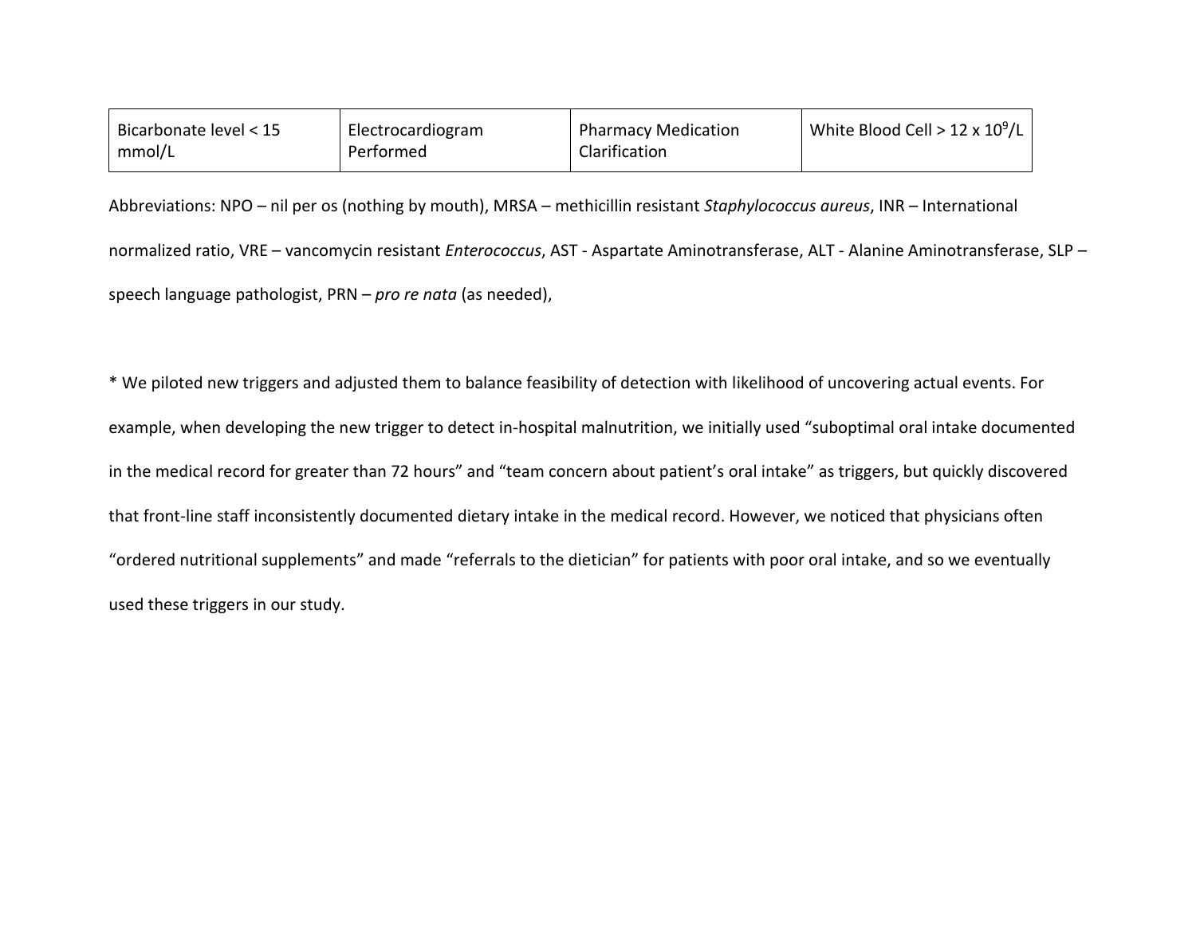| | | | |
|---|---|---|---|
| Bicarbonate level < 15 mmol/L | Electrocardiogram Performed | Pharmacy Medication Clarification | White Blood Cell > 12 x $10^9$/L |

Abbreviations: NPO – nil per os (nothing by mouth), MRSA – methicillin resistant *Staphylococcus aureus*, INR – International normalized ratio, VRE – vancomycin resistant *Enterococcus*, AST - Aspartate Aminotransferase, ALT - Alanine Aminotransferase, SLP – speech language pathologist, PRN – *pro re nata* (as needed),

* We piloted new triggers and adjusted them to balance feasibility of detection with likelihood of uncovering actual events. For example, when developing the new trigger to detect in-hospital malnutrition, we initially used "suboptimal oral intake documented in the medical record for greater than 72 hours" and "team concern about patient's oral intake" as triggers, but quickly discovered that front-line staff inconsistently documented dietary intake in the medical record. However, we noticed that physicians often "ordered nutritional supplements" and made "referrals to the dietician" for patients with poor oral intake, and so we eventually used these triggers in our study.